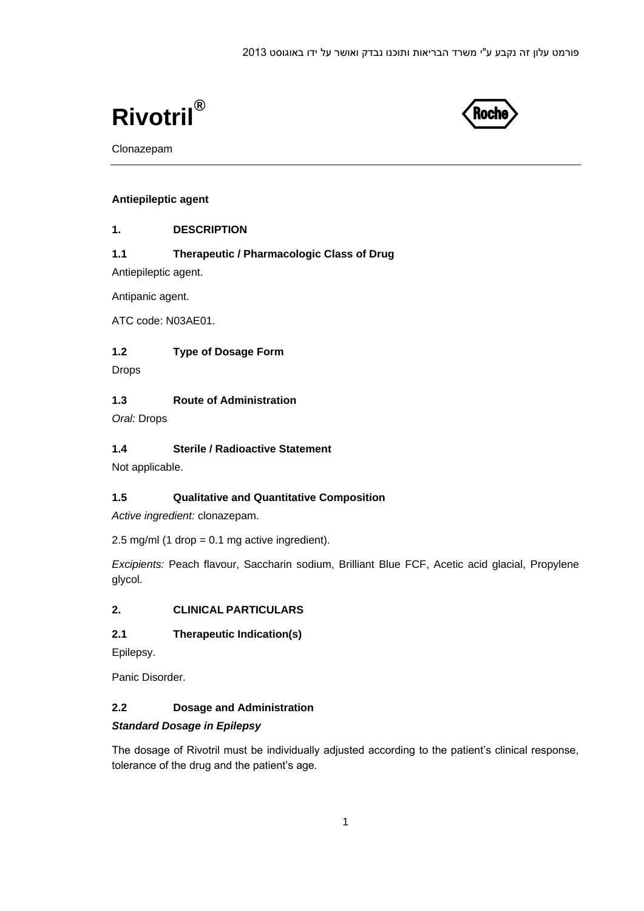פורמט עלון זה נקבע ע"י משרד הבריאות ותוכנו נבדק ואושר על ידו באוגוסט 2013

# Rivotril®

Clonazepam

**Antiepileptic agent**

## 1. DESCRIPTION

### 1.1 Therapeutic / Pharmacologic Class of Drug

Antiepileptic agent.

Antipanic agent.

ATC code: N03AE01.

### 1.2 Type of Dosage Form

Drops

### 1.3 Route of Administration

*Oral:* Drops

### 1.4 Sterile / Radioactive Statement

Not applicable.

### 1.5 Qualitative and Quantitative Composition

*Active ingredient:* clonazepam.

2.5 mg/ml (1 drop = 0.1 mg active ingredient).

*Excipients:* Peach flavour, Saccharin sodium, Brilliant Blue FCF, Acetic acid glacial, Propylene glycol.

## 2. CLINICAL PARTICULARS

### 2.1 Therapeutic Indication(s)

Epilepsy.

Panic Disorder.

### 2.2 Dosage and Administration

***Standard Dosage in Epilepsy***

The dosage of Rivotril must be individually adjusted according to the patient's clinical response, tolerance of the drug and the patient's age.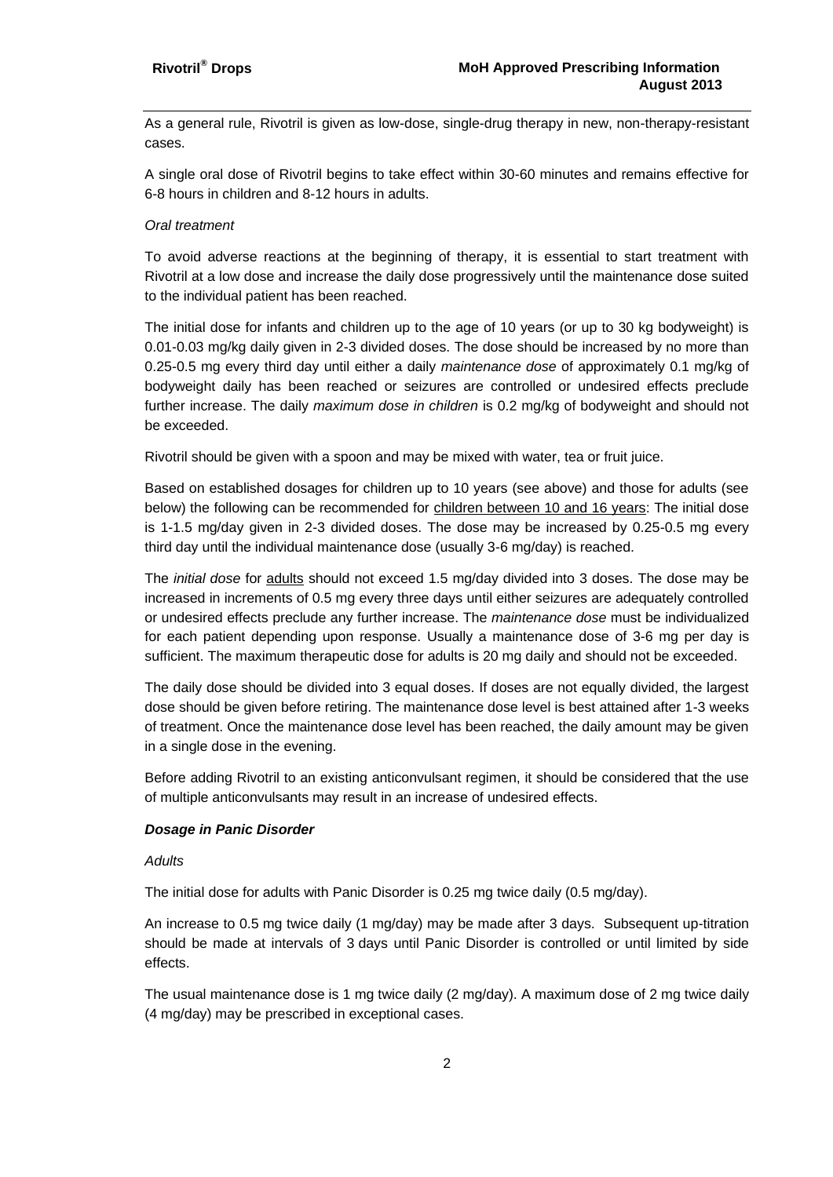As a general rule, Rivotril is given as low-dose, single-drug therapy in new, non-therapy-resistant cases.

A single oral dose of Rivotril begins to take effect within 30-60 minutes and remains effective for 6-8 hours in children and 8-12 hours in adults.

*Oral treatment*

To avoid adverse reactions at the beginning of therapy, it is essential to start treatment with Rivotril at a low dose and increase the daily dose progressively until the maintenance dose suited to the individual patient has been reached.

The initial dose for infants and children up to the age of 10 years (or up to 30 kg bodyweight) is 0.01-0.03 mg/kg daily given in 2-3 divided doses. The dose should be increased by no more than 0.25-0.5 mg every third day until either a daily *maintenance dose* of approximately 0.1 mg/kg of bodyweight daily has been reached or seizures are controlled or undesired effects preclude further increase. The daily *maximum dose in children* is 0.2 mg/kg of bodyweight and should not be exceeded.

Rivotril should be given with a spoon and may be mixed with water, tea or fruit juice.

Based on established dosages for children up to 10 years (see above) and those for adults (see below) the following can be recommended for <u>children between 10 and 16 years</u>: The initial dose is 1-1.5 mg/day given in 2-3 divided doses. The dose may be increased by 0.25-0.5 mg every third day until the individual maintenance dose (usually 3-6 mg/day) is reached.

The *initial dose* for <u>adults</u> should not exceed 1.5 mg/day divided into 3 doses. The dose may be increased in increments of 0.5 mg every three days until either seizures are adequately controlled or undesired effects preclude any further increase. The *maintenance dose* must be individualized for each patient depending upon response. Usually a maintenance dose of 3-6 mg per day is sufficient. The maximum therapeutic dose for adults is 20 mg daily and should not be exceeded.

The daily dose should be divided into 3 equal doses. If doses are not equally divided, the largest dose should be given before retiring. The maintenance dose level is best attained after 1-3 weeks of treatment. Once the maintenance dose level has been reached, the daily amount may be given in a single dose in the evening.

Before adding Rivotril to an existing anticonvulsant regimen, it should be considered that the use of multiple anticonvulsants may result in an increase of undesired effects.

***Dosage in Panic Disorder***

*Adults*

The initial dose for adults with Panic Disorder is 0.25 mg twice daily (0.5 mg/day).

An increase to 0.5 mg twice daily (1 mg/day) may be made after 3 days. Subsequent up-titration should be made at intervals of 3 days until Panic Disorder is controlled or until limited by side effects.

The usual maintenance dose is 1 mg twice daily (2 mg/day). A maximum dose of 2 mg twice daily (4 mg/day) may be prescribed in exceptional cases.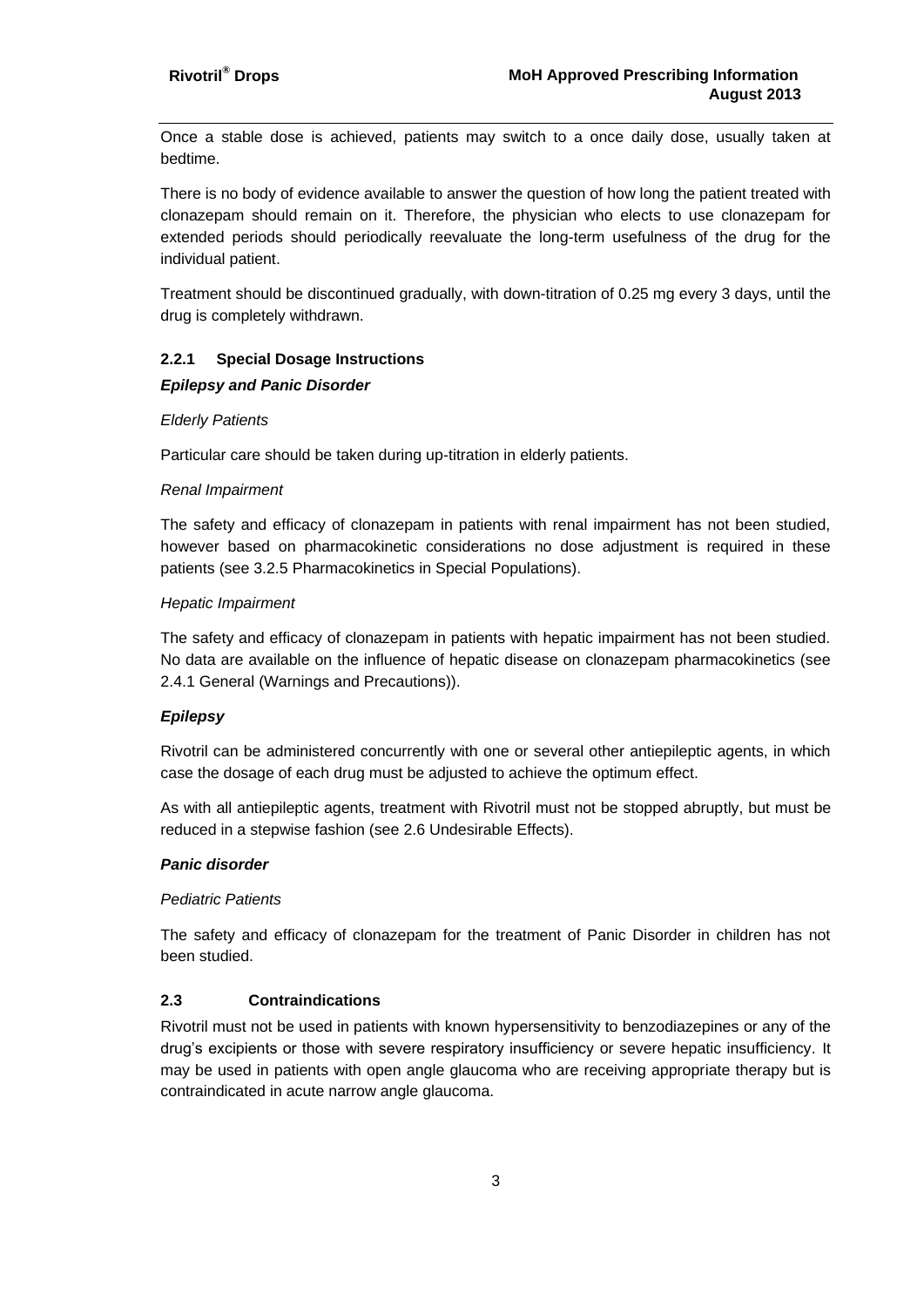Once a stable dose is achieved, patients may switch to a once daily dose, usually taken at bedtime.

There is no body of evidence available to answer the question of how long the patient treated with clonazepam should remain on it. Therefore, the physician who elects to use clonazepam for extended periods should periodically reevaluate the long-term usefulness of the drug for the individual patient.

Treatment should be discontinued gradually, with down-titration of 0.25 mg every 3 days, until the drug is completely withdrawn.

### 2.2.1 Special Dosage Instructions

***Epilepsy and Panic Disorder***

*Elderly Patients*

Particular care should be taken during up-titration in elderly patients.

*Renal Impairment*

The safety and efficacy of clonazepam in patients with renal impairment has not been studied, however based on pharmacokinetic considerations no dose adjustment is required in these patients (see 3.2.5 Pharmacokinetics in Special Populations).

*Hepatic Impairment*

The safety and efficacy of clonazepam in patients with hepatic impairment has not been studied. No data are available on the influence of hepatic disease on clonazepam pharmacokinetics (see 2.4.1 General (Warnings and Precautions)).

***Epilepsy***

Rivotril can be administered concurrently with one or several other antiepileptic agents, in which case the dosage of each drug must be adjusted to achieve the optimum effect.

As with all antiepileptic agents, treatment with Rivotril must not be stopped abruptly, but must be reduced in a stepwise fashion (see 2.6 Undesirable Effects).

***Panic disorder***

*Pediatric Patients*

The safety and efficacy of clonazepam for the treatment of Panic Disorder in children has not been studied.

## 2.3 Contraindications

Rivotril must not be used in patients with known hypersensitivity to benzodiazepines or any of the drug's excipients or those with severe respiratory insufficiency or severe hepatic insufficiency. It may be used in patients with open angle glaucoma who are receiving appropriate therapy but is contraindicated in acute narrow angle glaucoma.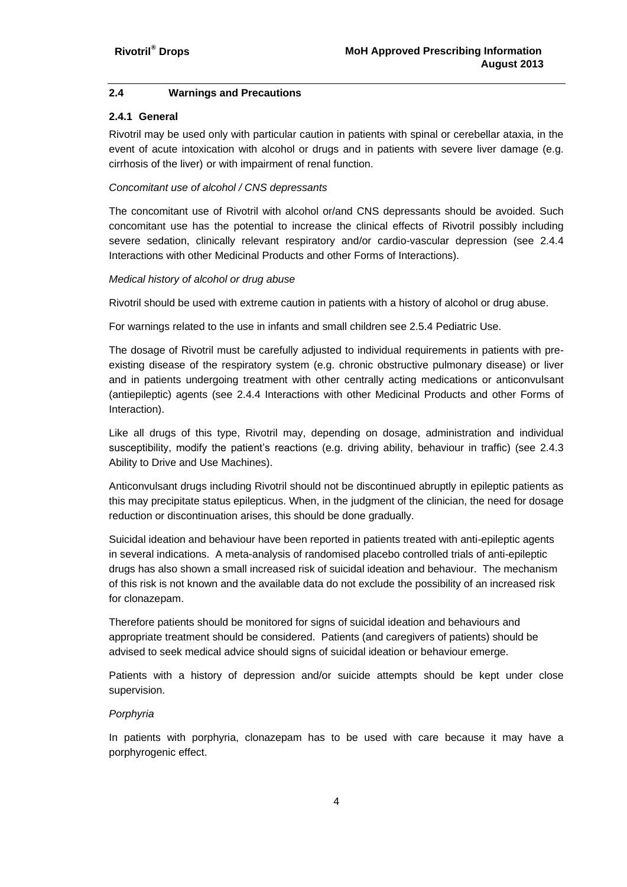## 2.4 Warnings and Precautions

### 2.4.1 General

Rivotril may be used only with particular caution in patients with spinal or cerebellar ataxia, in the event of acute intoxication with alcohol or drugs and in patients with severe liver damage (e.g. cirrhosis of the liver) or with impairment of renal function.

*Concomitant use of alcohol / CNS depressants*

The concomitant use of Rivotril with alcohol or/and CNS depressants should be avoided. Such concomitant use has the potential to increase the clinical effects of Rivotril possibly including severe sedation, clinically relevant respiratory and/or cardio-vascular depression (see 2.4.4 Interactions with other Medicinal Products and other Forms of Interactions).

*Medical history of alcohol or drug abuse*

Rivotril should be used with extreme caution in patients with a history of alcohol or drug abuse.

For warnings related to the use in infants and small children see 2.5.4 Pediatric Use.

The dosage of Rivotril must be carefully adjusted to individual requirements in patients with pre-existing disease of the respiratory system (e.g. chronic obstructive pulmonary disease) or liver and in patients undergoing treatment with other centrally acting medications or anticonvulsant (antiepileptic) agents (see 2.4.4 Interactions with other Medicinal Products and other Forms of Interaction).

Like all drugs of this type, Rivotril may, depending on dosage, administration and individual susceptibility, modify the patient's reactions (e.g. driving ability, behaviour in traffic) (see 2.4.3 Ability to Drive and Use Machines).

Anticonvulsant drugs including Rivotril should not be discontinued abruptly in epileptic patients as this may precipitate status epilepticus. When, in the judgment of the clinician, the need for dosage reduction or discontinuation arises, this should be done gradually.

Suicidal ideation and behaviour have been reported in patients treated with anti-epileptic agents in several indications. A meta-analysis of randomised placebo controlled trials of anti-epileptic drugs has also shown a small increased risk of suicidal ideation and behaviour. The mechanism of this risk is not known and the available data do not exclude the possibility of an increased risk for clonazepam.

Therefore patients should be monitored for signs of suicidal ideation and behaviours and appropriate treatment should be considered. Patients (and caregivers of patients) should be advised to seek medical advice should signs of suicidal ideation or behaviour emerge.

Patients with a history of depression and/or suicide attempts should be kept under close supervision.

*Porphyria*

In patients with porphyria, clonazepam has to be used with care because it may have a porphyrogenic effect.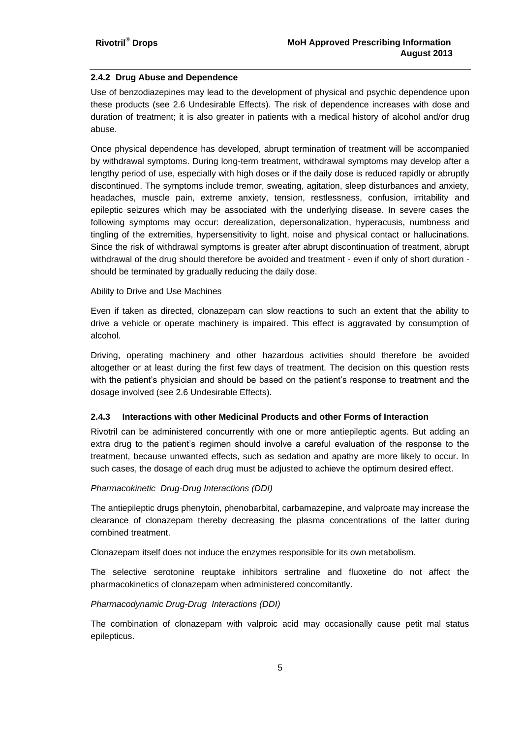### 2.4.2 Drug Abuse and Dependence

Use of benzodiazepines may lead to the development of physical and psychic dependence upon these products (see 2.6 Undesirable Effects). The risk of dependence increases with dose and duration of treatment; it is also greater in patients with a medical history of alcohol and/or drug abuse.

Once physical dependence has developed, abrupt termination of treatment will be accompanied by withdrawal symptoms. During long-term treatment, withdrawal symptoms may develop after a lengthy period of use, especially with high doses or if the daily dose is reduced rapidly or abruptly discontinued. The symptoms include tremor, sweating, agitation, sleep disturbances and anxiety, headaches, muscle pain, extreme anxiety, tension, restlessness, confusion, irritability and epileptic seizures which may be associated with the underlying disease. In severe cases the following symptoms may occur: derealization, depersonalization, hyperacusis, numbness and tingling of the extremities, hypersensitivity to light, noise and physical contact or hallucinations. Since the risk of withdrawal symptoms is greater after abrupt discontinuation of treatment, abrupt withdrawal of the drug should therefore be avoided and treatment - even if only of short duration - should be terminated by gradually reducing the daily dose.

Ability to Drive and Use Machines

Even if taken as directed, clonazepam can slow reactions to such an extent that the ability to drive a vehicle or operate machinery is impaired. This effect is aggravated by consumption of alcohol.

Driving, operating machinery and other hazardous activities should therefore be avoided altogether or at least during the first few days of treatment. The decision on this question rests with the patient's physician and should be based on the patient's response to treatment and the dosage involved (see 2.6 Undesirable Effects).

### 2.4.3 Interactions with other Medicinal Products and other Forms of Interaction

Rivotril can be administered concurrently with one or more antiepileptic agents. But adding an extra drug to the patient's regimen should involve a careful evaluation of the response to the treatment, because unwanted effects, such as sedation and apathy are more likely to occur. In such cases, the dosage of each drug must be adjusted to achieve the optimum desired effect.

*Pharmacokinetic Drug-Drug Interactions (DDI)*

The antiepileptic drugs phenytoin, phenobarbital, carbamazepine, and valproate may increase the clearance of clonazepam thereby decreasing the plasma concentrations of the latter during combined treatment.

Clonazepam itself does not induce the enzymes responsible for its own metabolism.

The selective serotonine reuptake inhibitors sertraline and fluoxetine do not affect the pharmacokinetics of clonazepam when administered concomitantly.

*Pharmacodynamic Drug-Drug Interactions (DDI)*

The combination of clonazepam with valproic acid may occasionally cause petit mal status epilepticus.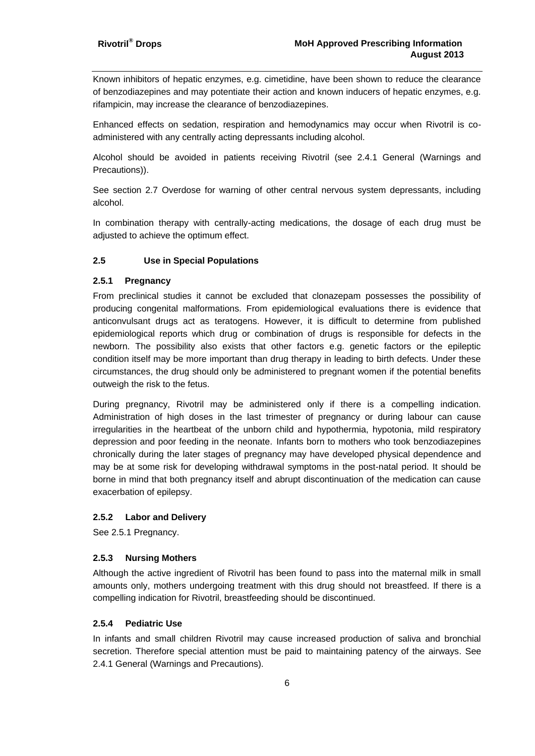Known inhibitors of hepatic enzymes, e.g. cimetidine, have been shown to reduce the clearance of benzodiazepines and may potentiate their action and known inducers of hepatic enzymes, e.g. rifampicin, may increase the clearance of benzodiazepines.

Enhanced effects on sedation, respiration and hemodynamics may occur when Rivotril is co-administered with any centrally acting depressants including alcohol.

Alcohol should be avoided in patients receiving Rivotril (see 2.4.1 General (Warnings and Precautions)).

See section 2.7 Overdose for warning of other central nervous system depressants, including alcohol.

In combination therapy with centrally-acting medications, the dosage of each drug must be adjusted to achieve the optimum effect.

### 2.5 Use in Special Populations

#### 2.5.1 Pregnancy

From preclinical studies it cannot be excluded that clonazepam possesses the possibility of producing congenital malformations. From epidemiological evaluations there is evidence that anticonvulsant drugs act as teratogens. However, it is difficult to determine from published epidemiological reports which drug or combination of drugs is responsible for defects in the newborn. The possibility also exists that other factors e.g. genetic factors or the epileptic condition itself may be more important than drug therapy in leading to birth defects. Under these circumstances, the drug should only be administered to pregnant women if the potential benefits outweigh the risk to the fetus.

During pregnancy, Rivotril may be administered only if there is a compelling indication. Administration of high doses in the last trimester of pregnancy or during labour can cause irregularities in the heartbeat of the unborn child and hypothermia, hypotonia, mild respiratory depression and poor feeding in the neonate. Infants born to mothers who took benzodiazepines chronically during the later stages of pregnancy may have developed physical dependence and may be at some risk for developing withdrawal symptoms in the post-natal period. It should be borne in mind that both pregnancy itself and abrupt discontinuation of the medication can cause exacerbation of epilepsy.

#### 2.5.2 Labor and Delivery

See 2.5.1 Pregnancy.

#### 2.5.3 Nursing Mothers

Although the active ingredient of Rivotril has been found to pass into the maternal milk in small amounts only, mothers undergoing treatment with this drug should not breastfeed. If there is a compelling indication for Rivotril, breastfeeding should be discontinued.

#### 2.5.4 Pediatric Use

In infants and small children Rivotril may cause increased production of saliva and bronchial secretion. Therefore special attention must be paid to maintaining patency of the airways. See 2.4.1 General (Warnings and Precautions).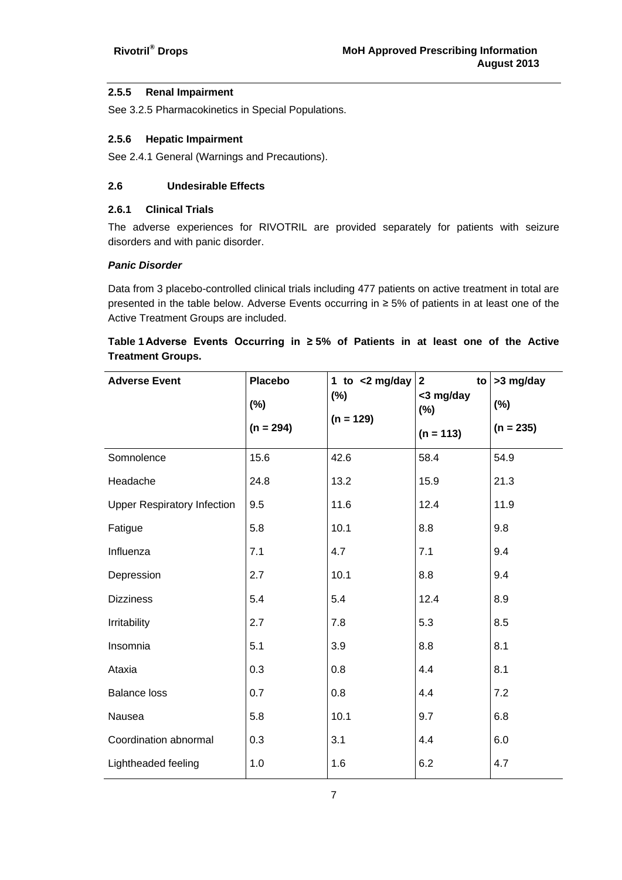### 2.5.5 Renal Impairment

See 3.2.5 Pharmacokinetics in Special Populations.

### 2.5.6 Hepatic Impairment

See 2.4.1 General (Warnings and Precautions).

## 2.6 Undesirable Effects

### 2.6.1 Clinical Trials

The adverse experiences for RIVOTRIL are provided separately for patients with seizure disorders and with panic disorder.

***Panic Disorder***

Data from 3 placebo-controlled clinical trials including 477 patients on active treatment in total are presented in the table below. Adverse Events occurring in ≥ 5% of patients in at least one of the Active Treatment Groups are included.

**Table 1 Adverse Events Occurring in ≥ 5% of Patients in at least one of the Active Treatment Groups.**

| Adverse Event | Placebo (%) (n = 294) | 1 to <2 mg/day (%) (n = 129) | 2 to <3 mg/day (%) (n = 113) | >3 mg/day (%) (n = 235) |
|---|---|---|---|---|
| Somnolence | 15.6 | 42.6 | 58.4 | 54.9 |
| Headache | 24.8 | 13.2 | 15.9 | 21.3 |
| Upper Respiratory Infection | 9.5 | 11.6 | 12.4 | 11.9 |
| Fatigue | 5.8 | 10.1 | 8.8 | 9.8 |
| Influenza | 7.1 | 4.7 | 7.1 | 9.4 |
| Depression | 2.7 | 10.1 | 8.8 | 9.4 |
| Dizziness | 5.4 | 5.4 | 12.4 | 8.9 |
| Irritability | 2.7 | 7.8 | 5.3 | 8.5 |
| Insomnia | 5.1 | 3.9 | 8.8 | 8.1 |
| Ataxia | 0.3 | 0.8 | 4.4 | 8.1 |
| Balance loss | 0.7 | 0.8 | 4.4 | 7.2 |
| Nausea | 5.8 | 10.1 | 9.7 | 6.8 |
| Coordination abnormal | 0.3 | 3.1 | 4.4 | 6.0 |
| Lightheaded feeling | 1.0 | 1.6 | 6.2 | 4.7 |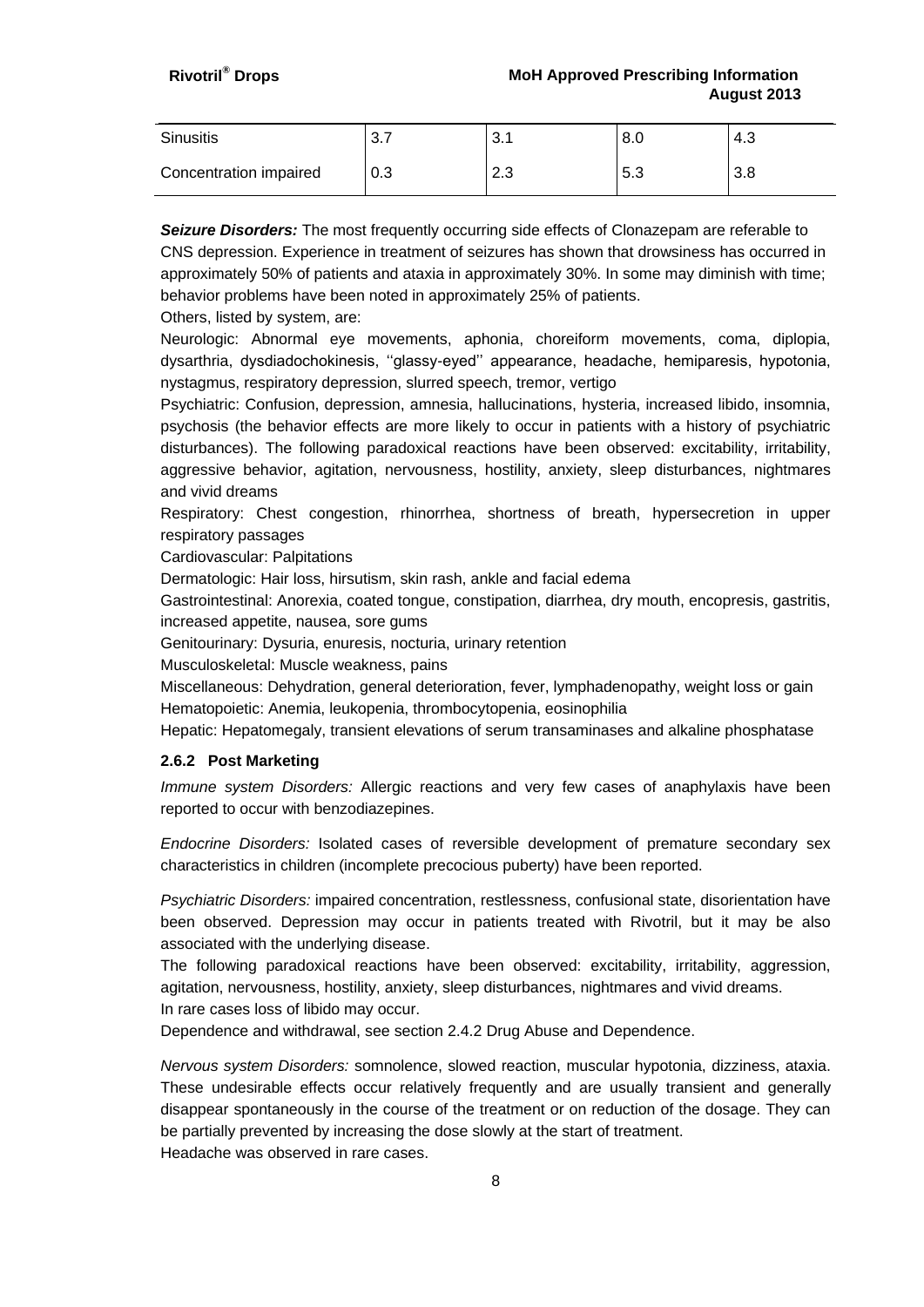| Sinusitis | 3.7 | 3.1 | 8.0 | 4.3 |
|---|---|---|---|---|
| Concentration impaired | 0.3 | 2.3 | 5.3 | 3.8 |

***Seizure Disorders:*** The most frequently occurring side effects of Clonazepam are referable to CNS depression. Experience in treatment of seizures has shown that drowsiness has occurred in approximately 50% of patients and ataxia in approximately 30%. In some may diminish with time; behavior problems have been noted in approximately 25% of patients.

Others, listed by system, are:

Neurologic: Abnormal eye movements, aphonia, choreiform movements, coma, diplopia, dysarthria, dysdiadochokinesis, ''glassy-eyed'' appearance, headache, hemiparesis, hypotonia, nystagmus, respiratory depression, slurred speech, tremor, vertigo

Psychiatric: Confusion, depression, amnesia, hallucinations, hysteria, increased libido, insomnia, psychosis (the behavior effects are more likely to occur in patients with a history of psychiatric disturbances). The following paradoxical reactions have been observed: excitability, irritability, aggressive behavior, agitation, nervousness, hostility, anxiety, sleep disturbances, nightmares and vivid dreams

Respiratory: Chest congestion, rhinorrhea, shortness of breath, hypersecretion in upper respiratory passages

Cardiovascular: Palpitations

Dermatologic: Hair loss, hirsutism, skin rash, ankle and facial edema

Gastrointestinal: Anorexia, coated tongue, constipation, diarrhea, dry mouth, encopresis, gastritis, increased appetite, nausea, sore gums

Genitourinary: Dysuria, enuresis, nocturia, urinary retention

Musculoskeletal: Muscle weakness, pains

Miscellaneous: Dehydration, general deterioration, fever, lymphadenopathy, weight loss or gain

Hematopoietic: Anemia, leukopenia, thrombocytopenia, eosinophilia

Hepatic: Hepatomegaly, transient elevations of serum transaminases and alkaline phosphatase

### 2.6.2 Post Marketing

*Immune system Disorders:* Allergic reactions and very few cases of anaphylaxis have been reported to occur with benzodiazepines.

*Endocrine Disorders:* Isolated cases of reversible development of premature secondary sex characteristics in children (incomplete precocious puberty) have been reported.

*Psychiatric Disorders:* impaired concentration, restlessness, confusional state, disorientation have been observed. Depression may occur in patients treated with Rivotril, but it may be also associated with the underlying disease.

The following paradoxical reactions have been observed: excitability, irritability, aggression, agitation, nervousness, hostility, anxiety, sleep disturbances, nightmares and vivid dreams.

In rare cases loss of libido may occur.

Dependence and withdrawal, see section 2.4.2 Drug Abuse and Dependence.

*Nervous system Disorders:* somnolence, slowed reaction, muscular hypotonia, dizziness, ataxia. These undesirable effects occur relatively frequently and are usually transient and generally disappear spontaneously in the course of the treatment or on reduction of the dosage. They can be partially prevented by increasing the dose slowly at the start of treatment.

Headache was observed in rare cases.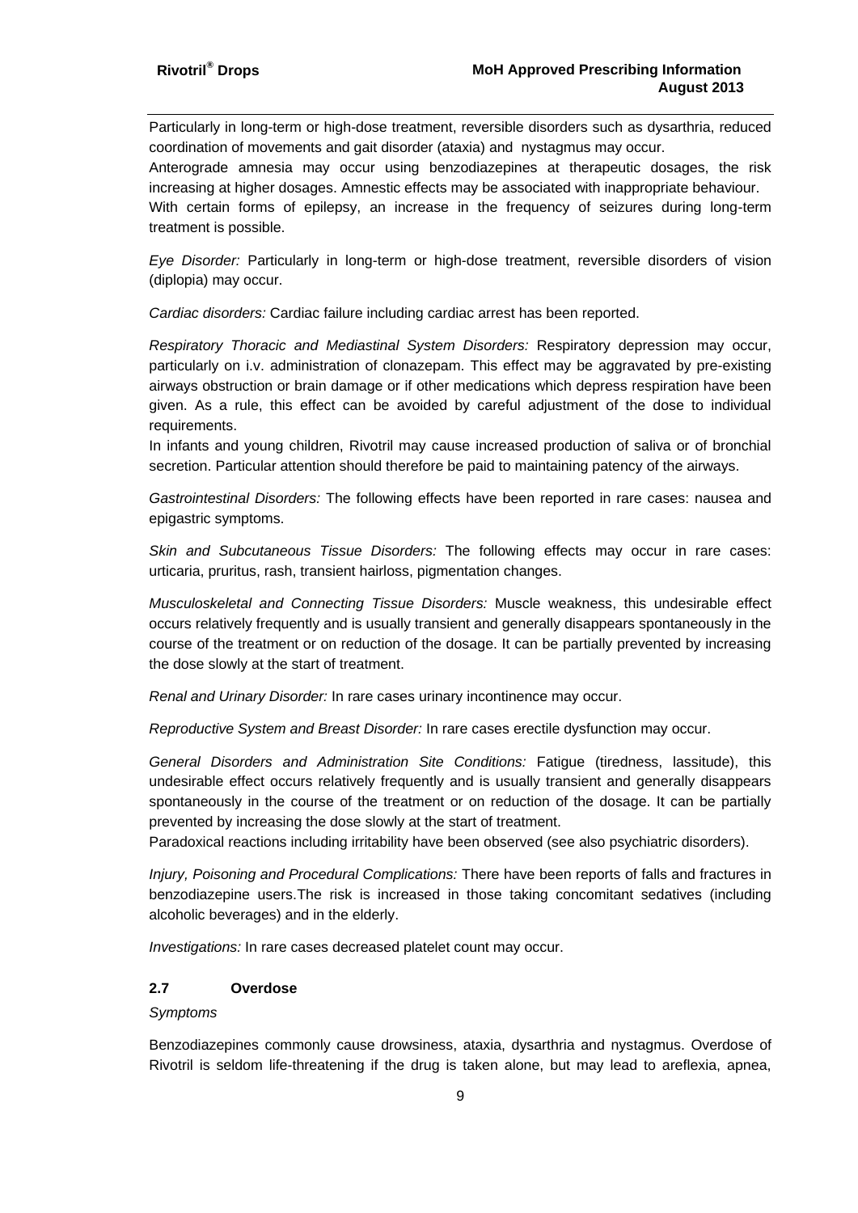Particularly in long-term or high-dose treatment, reversible disorders such as dysarthria, reduced coordination of movements and gait disorder (ataxia) and nystagmus may occur.
Anterograde amnesia may occur using benzodiazepines at therapeutic dosages, the risk increasing at higher dosages. Amnestic effects may be associated with inappropriate behaviour.
With certain forms of epilepsy, an increase in the frequency of seizures during long-term treatment is possible.

*Eye Disorder:* Particularly in long-term or high-dose treatment, reversible disorders of vision (diplopia) may occur.

*Cardiac disorders:* Cardiac failure including cardiac arrest has been reported.

*Respiratory Thoracic and Mediastinal System Disorders:* Respiratory depression may occur, particularly on i.v. administration of clonazepam. This effect may be aggravated by pre-existing airways obstruction or brain damage or if other medications which depress respiration have been given. As a rule, this effect can be avoided by careful adjustment of the dose to individual requirements.
In infants and young children, Rivotril may cause increased production of saliva or of bronchial secretion. Particular attention should therefore be paid to maintaining patency of the airways.

*Gastrointestinal Disorders:* The following effects have been reported in rare cases: nausea and epigastric symptoms.

*Skin and Subcutaneous Tissue Disorders:* The following effects may occur in rare cases: urticaria, pruritus, rash, transient hairloss, pigmentation changes.

*Musculoskeletal and Connecting Tissue Disorders:* Muscle weakness, this undesirable effect occurs relatively frequently and is usually transient and generally disappears spontaneously in the course of the treatment or on reduction of the dosage. It can be partially prevented by increasing the dose slowly at the start of treatment.

*Renal and Urinary Disorder:* In rare cases urinary incontinence may occur.

*Reproductive System and Breast Disorder:* In rare cases erectile dysfunction may occur.

*General Disorders and Administration Site Conditions:* Fatigue (tiredness, lassitude), this undesirable effect occurs relatively frequently and is usually transient and generally disappears spontaneously in the course of the treatment or on reduction of the dosage. It can be partially prevented by increasing the dose slowly at the start of treatment.
Paradoxical reactions including irritability have been observed (see also psychiatric disorders).

*Injury, Poisoning and Procedural Complications:* There have been reports of falls and fractures in benzodiazepine users.The risk is increased in those taking concomitant sedatives (including alcoholic beverages) and in the elderly.

*Investigations:* In rare cases decreased platelet count may occur.

### 2.7 Overdose

*Symptoms*

Benzodiazepines commonly cause drowsiness, ataxia, dysarthria and nystagmus. Overdose of Rivotril is seldom life-threatening if the drug is taken alone, but may lead to areflexia, apnea,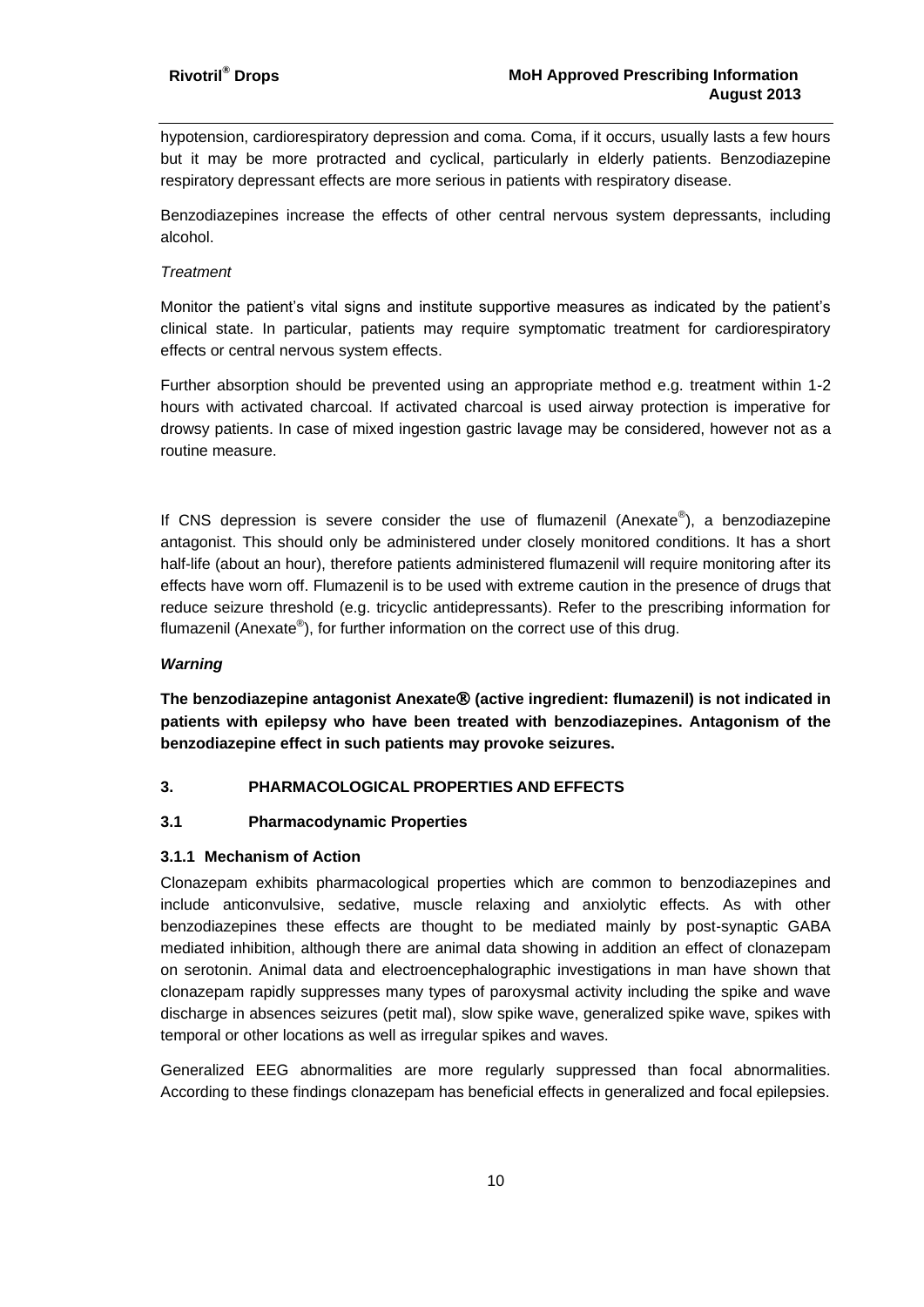hypotension, cardiorespiratory depression and coma. Coma, if it occurs, usually lasts a few hours but it may be more protracted and cyclical, particularly in elderly patients. Benzodiazepine respiratory depressant effects are more serious in patients with respiratory disease.

Benzodiazepines increase the effects of other central nervous system depressants, including alcohol.

*Treatment*

Monitor the patient's vital signs and institute supportive measures as indicated by the patient's clinical state. In particular, patients may require symptomatic treatment for cardiorespiratory effects or central nervous system effects.

Further absorption should be prevented using an appropriate method e.g. treatment within 1-2 hours with activated charcoal. If activated charcoal is used airway protection is imperative for drowsy patients. In case of mixed ingestion gastric lavage may be considered, however not as a routine measure.

If CNS depression is severe consider the use of flumazenil (Anexate®), a benzodiazepine antagonist. This should only be administered under closely monitored conditions. It has a short half-life (about an hour), therefore patients administered flumazenil will require monitoring after its effects have worn off. Flumazenil is to be used with extreme caution in the presence of drugs that reduce seizure threshold (e.g. tricyclic antidepressants). Refer to the prescribing information for flumazenil (Anexate®), for further information on the correct use of this drug.

***Warning***

**The benzodiazepine antagonist Anexate® (active ingredient: flumazenil) is not indicated in patients with epilepsy who have been treated with benzodiazepines. Antagonism of the benzodiazepine effect in such patients may provoke seizures.**

## 3. PHARMACOLOGICAL PROPERTIES AND EFFECTS

### 3.1 Pharmacodynamic Properties

#### 3.1.1 Mechanism of Action

Clonazepam exhibits pharmacological properties which are common to benzodiazepines and include anticonvulsive, sedative, muscle relaxing and anxiolytic effects. As with other benzodiazepines these effects are thought to be mediated mainly by post-synaptic GABA mediated inhibition, although there are animal data showing in addition an effect of clonazepam on serotonin. Animal data and electroencephalographic investigations in man have shown that clonazepam rapidly suppresses many types of paroxysmal activity including the spike and wave discharge in absences seizures (petit mal), slow spike wave, generalized spike wave, spikes with temporal or other locations as well as irregular spikes and waves.

Generalized EEG abnormalities are more regularly suppressed than focal abnormalities. According to these findings clonazepam has beneficial effects in generalized and focal epilepsies.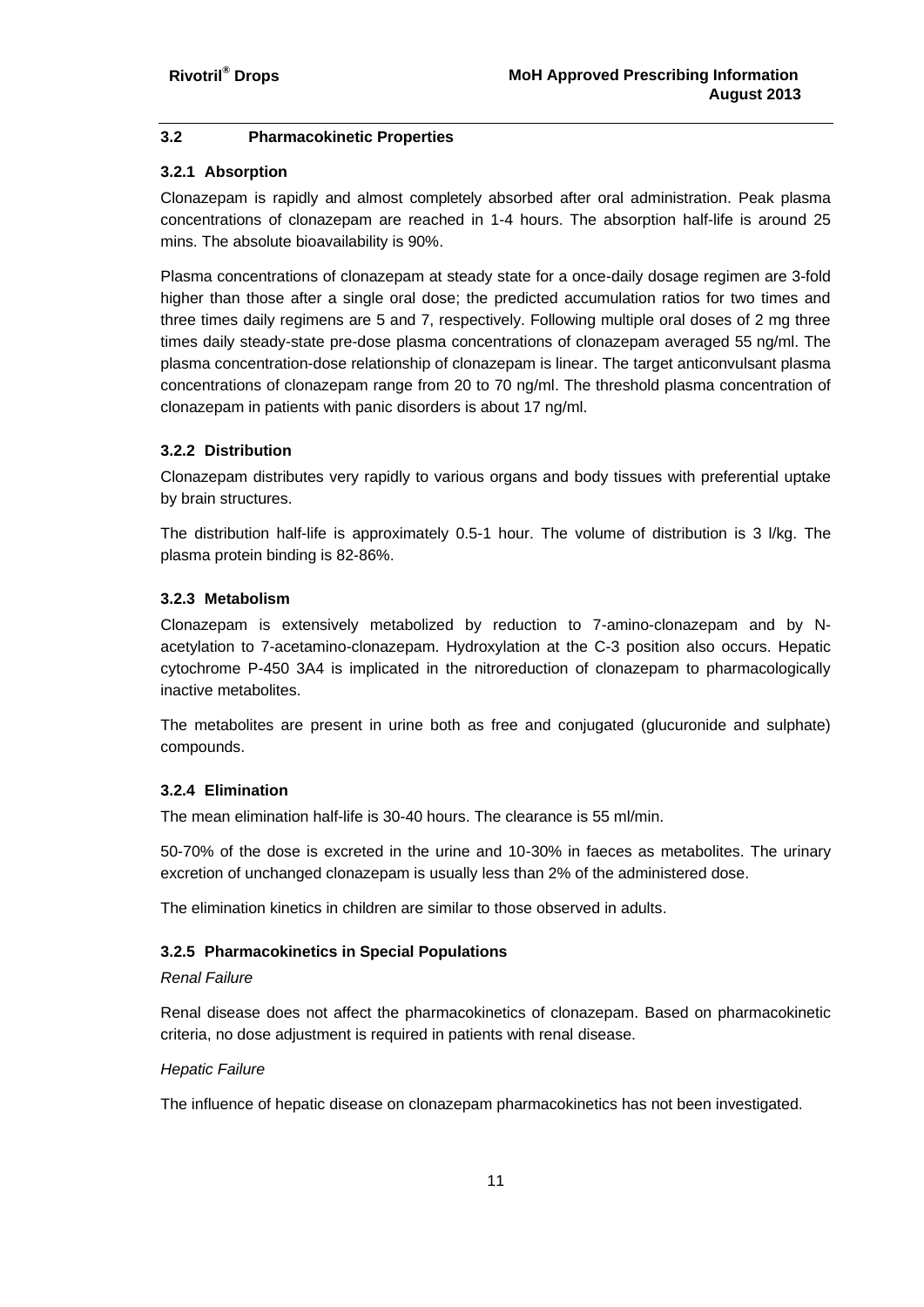### 3.2 Pharmacokinetic Properties

#### 3.2.1 Absorption

Clonazepam is rapidly and almost completely absorbed after oral administration. Peak plasma concentrations of clonazepam are reached in 1-4 hours. The absorption half-life is around 25 mins. The absolute bioavailability is 90%.

Plasma concentrations of clonazepam at steady state for a once-daily dosage regimen are 3-fold higher than those after a single oral dose; the predicted accumulation ratios for two times and three times daily regimens are 5 and 7, respectively. Following multiple oral doses of 2 mg three times daily steady-state pre-dose plasma concentrations of clonazepam averaged 55 ng/ml. The plasma concentration-dose relationship of clonazepam is linear. The target anticonvulsant plasma concentrations of clonazepam range from 20 to 70 ng/ml. The threshold plasma concentration of clonazepam in patients with panic disorders is about 17 ng/ml.

#### 3.2.2 Distribution

Clonazepam distributes very rapidly to various organs and body tissues with preferential uptake by brain structures.

The distribution half-life is approximately 0.5-1 hour. The volume of distribution is 3 l/kg. The plasma protein binding is 82-86%.

#### 3.2.3 Metabolism

Clonazepam is extensively metabolized by reduction to 7-amino-clonazepam and by N-acetylation to 7-acetamino-clonazepam. Hydroxylation at the C-3 position also occurs. Hepatic cytochrome P-450 3A4 is implicated in the nitroreduction of clonazepam to pharmacologically inactive metabolites.

The metabolites are present in urine both as free and conjugated (glucuronide and sulphate) compounds.

#### 3.2.4 Elimination

The mean elimination half-life is 30-40 hours. The clearance is 55 ml/min.

50-70% of the dose is excreted in the urine and 10-30% in faeces as metabolites. The urinary excretion of unchanged clonazepam is usually less than 2% of the administered dose.

The elimination kinetics in children are similar to those observed in adults.

#### 3.2.5 Pharmacokinetics in Special Populations

*Renal Failure*

Renal disease does not affect the pharmacokinetics of clonazepam. Based on pharmacokinetic criteria, no dose adjustment is required in patients with renal disease.

*Hepatic Failure*

The influence of hepatic disease on clonazepam pharmacokinetics has not been investigated.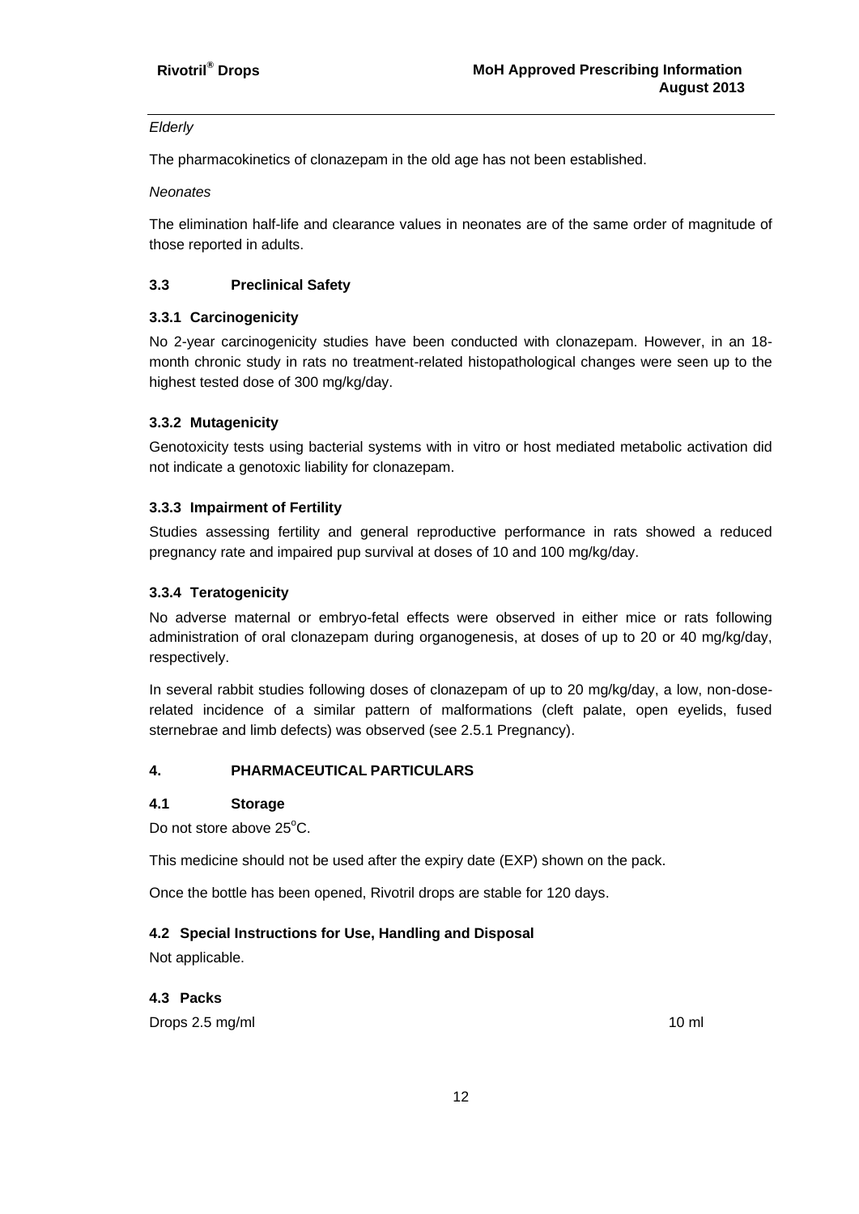*Elderly*

The pharmacokinetics of clonazepam in the old age has not been established.

*Neonates*

The elimination half-life and clearance values in neonates are of the same order of magnitude of those reported in adults.

### 3.3 Preclinical Safety

#### 3.3.1 Carcinogenicity

No 2-year carcinogenicity studies have been conducted with clonazepam. However, in an 18-month chronic study in rats no treatment-related histopathological changes were seen up to the highest tested dose of 300 mg/kg/day.

#### 3.3.2 Mutagenicity

Genotoxicity tests using bacterial systems with in vitro or host mediated metabolic activation did not indicate a genotoxic liability for clonazepam.

#### 3.3.3 Impairment of Fertility

Studies assessing fertility and general reproductive performance in rats showed a reduced pregnancy rate and impaired pup survival at doses of 10 and 100 mg/kg/day.

#### 3.3.4 Teratogenicity

No adverse maternal or embryo-fetal effects were observed in either mice or rats following administration of oral clonazepam during organogenesis, at doses of up to 20 or 40 mg/kg/day, respectively.

In several rabbit studies following doses of clonazepam of up to 20 mg/kg/day, a low, non-dose-related incidence of a similar pattern of malformations (cleft palate, open eyelids, fused sternebrae and limb defects) was observed (see 2.5.1 Pregnancy).

## 4. PHARMACEUTICAL PARTICULARS

### 4.1 Storage

Do not store above 25°C.

This medicine should not be used after the expiry date (EXP) shown on the pack.

Once the bottle has been opened, Rivotril drops are stable for 120 days.

### 4.2 Special Instructions for Use, Handling and Disposal

Not applicable.

### 4.3 Packs

Drops 2.5 mg/ml 10 ml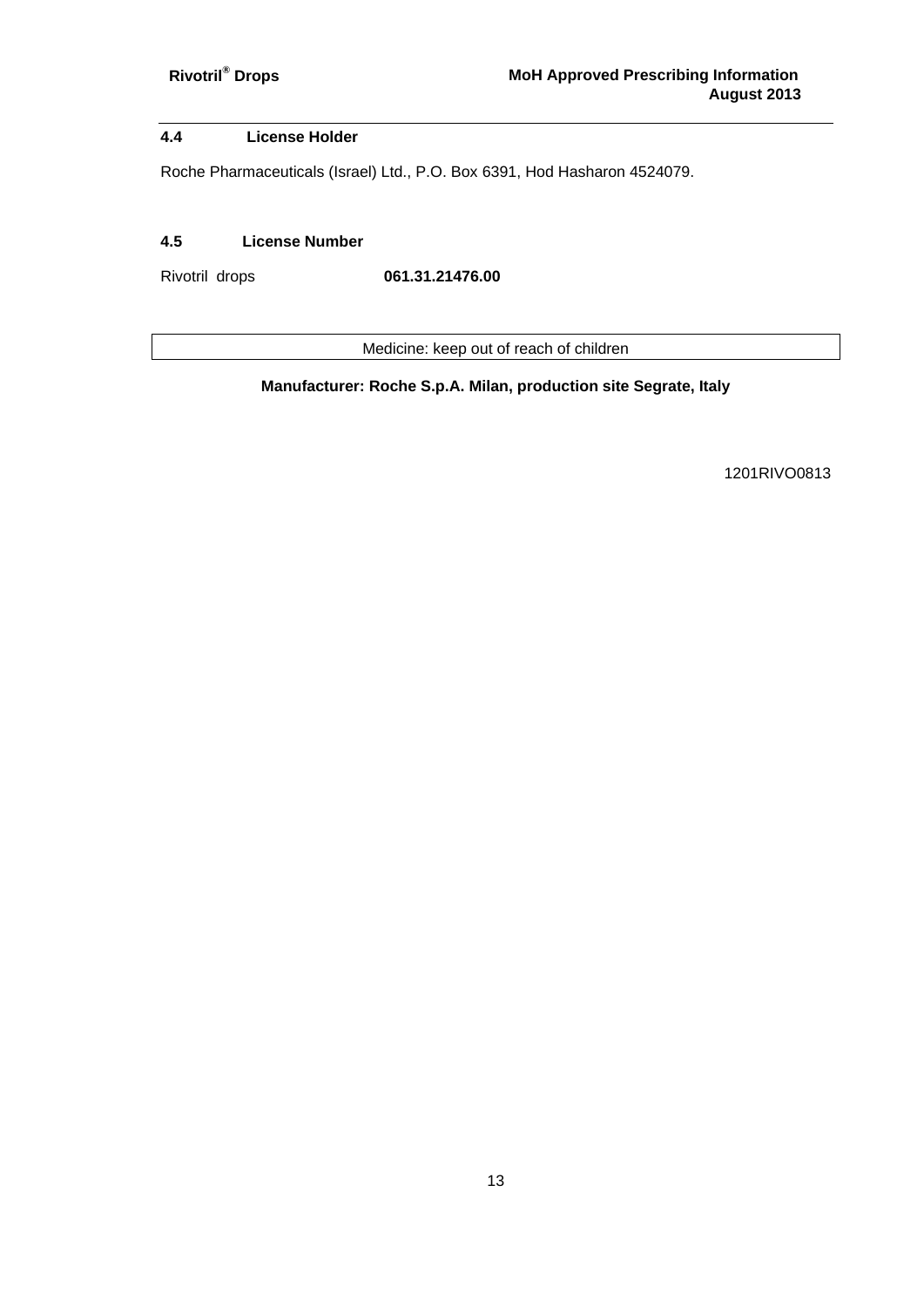### 4.4 License Holder

Roche Pharmaceuticals (Israel) Ltd., P.O. Box 6391, Hod Hasharon 4524079.

### 4.5 License Number

Rivotril drops **061.31.21476.00**

| Medicine: keep out of reach of children |
|---|

**Manufacturer: Roche S.p.A. Milan, production site Segrate, Italy**

1201RIVO0813